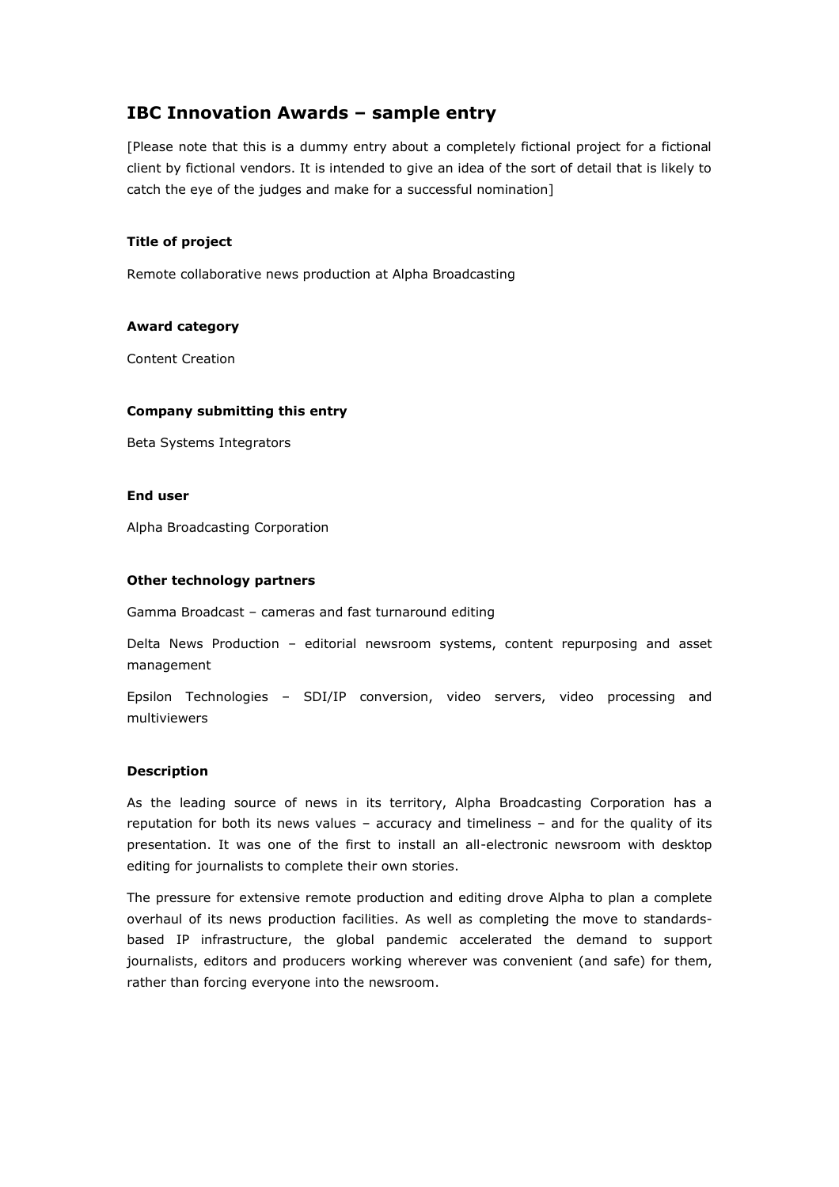# IBC Innovation Awards – sample entry

[Please note that this is a dummy entry about a completely fictional project for a fictional client by fictional vendors. It is intended to give an idea of the sort of detail that is likely to catch the eye of the judges and make for a successful nomination]

### Title of project

Remote collaborative news production at Alpha Broadcasting

### Award category

Content Creation

### Company submitting this entry

Beta Systems Integrators

### End user

Alpha Broadcasting Corporation

### Other technology partners

Gamma Broadcast – cameras and fast turnaround editing

Delta News Production – editorial newsroom systems, content repurposing and asset management

Epsilon Technologies – SDI/IP conversion, video servers, video processing and multiviewers

### Description

As the leading source of news in its territory, Alpha Broadcasting Corporation has a reputation for both its news values – accuracy and timeliness – and for the quality of its presentation. It was one of the first to install an all-electronic newsroom with desktop editing for journalists to complete their own stories.

The pressure for extensive remote production and editing drove Alpha to plan a complete overhaul of its news production facilities. As well as completing the move to standards-based IP infrastructure, the global pandemic accelerated the demand to support journalists, editors and producers working wherever was convenient (and safe) for them, rather than forcing everyone into the newsroom.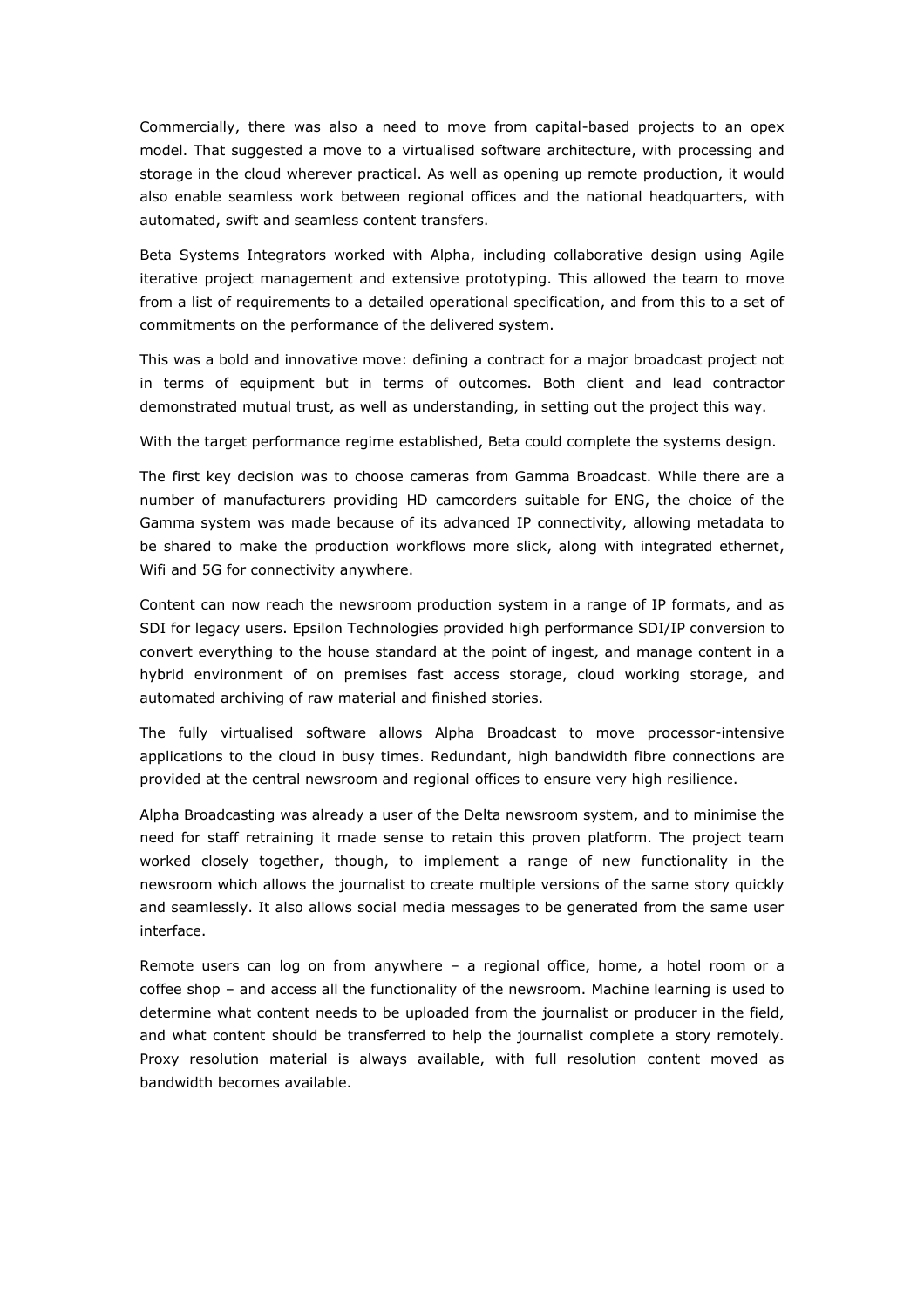Commercially, there was also a need to move from capital-based projects to an opex model. That suggested a move to a virtualised software architecture, with processing and storage in the cloud wherever practical. As well as opening up remote production, it would also enable seamless work between regional offices and the national headquarters, with automated, swift and seamless content transfers.

Beta Systems Integrators worked with Alpha, including collaborative design using Agile iterative project management and extensive prototyping. This allowed the team to move from a list of requirements to a detailed operational specification, and from this to a set of commitments on the performance of the delivered system.

This was a bold and innovative move: defining a contract for a major broadcast project not in terms of equipment but in terms of outcomes. Both client and lead contractor demonstrated mutual trust, as well as understanding, in setting out the project this way.

With the target performance regime established, Beta could complete the systems design.

The first key decision was to choose cameras from Gamma Broadcast. While there are a number of manufacturers providing HD camcorders suitable for ENG, the choice of the Gamma system was made because of its advanced IP connectivity, allowing metadata to be shared to make the production workflows more slick, along with integrated ethernet, Wifi and 5G for connectivity anywhere.

Content can now reach the newsroom production system in a range of IP formats, and as SDI for legacy users. Epsilon Technologies provided high performance SDI/IP conversion to convert everything to the house standard at the point of ingest, and manage content in a hybrid environment of on premises fast access storage, cloud working storage, and automated archiving of raw material and finished stories.

The fully virtualised software allows Alpha Broadcast to move processor-intensive applications to the cloud in busy times. Redundant, high bandwidth fibre connections are provided at the central newsroom and regional offices to ensure very high resilience.

Alpha Broadcasting was already a user of the Delta newsroom system, and to minimise the need for staff retraining it made sense to retain this proven platform. The project team worked closely together, though, to implement a range of new functionality in the newsroom which allows the journalist to create multiple versions of the same story quickly and seamlessly. It also allows social media messages to be generated from the same user interface.

Remote users can log on from anywhere – a regional office, home, a hotel room or a coffee shop – and access all the functionality of the newsroom. Machine learning is used to determine what content needs to be uploaded from the journalist or producer in the field, and what content should be transferred to help the journalist complete a story remotely. Proxy resolution material is always available, with full resolution content moved as bandwidth becomes available.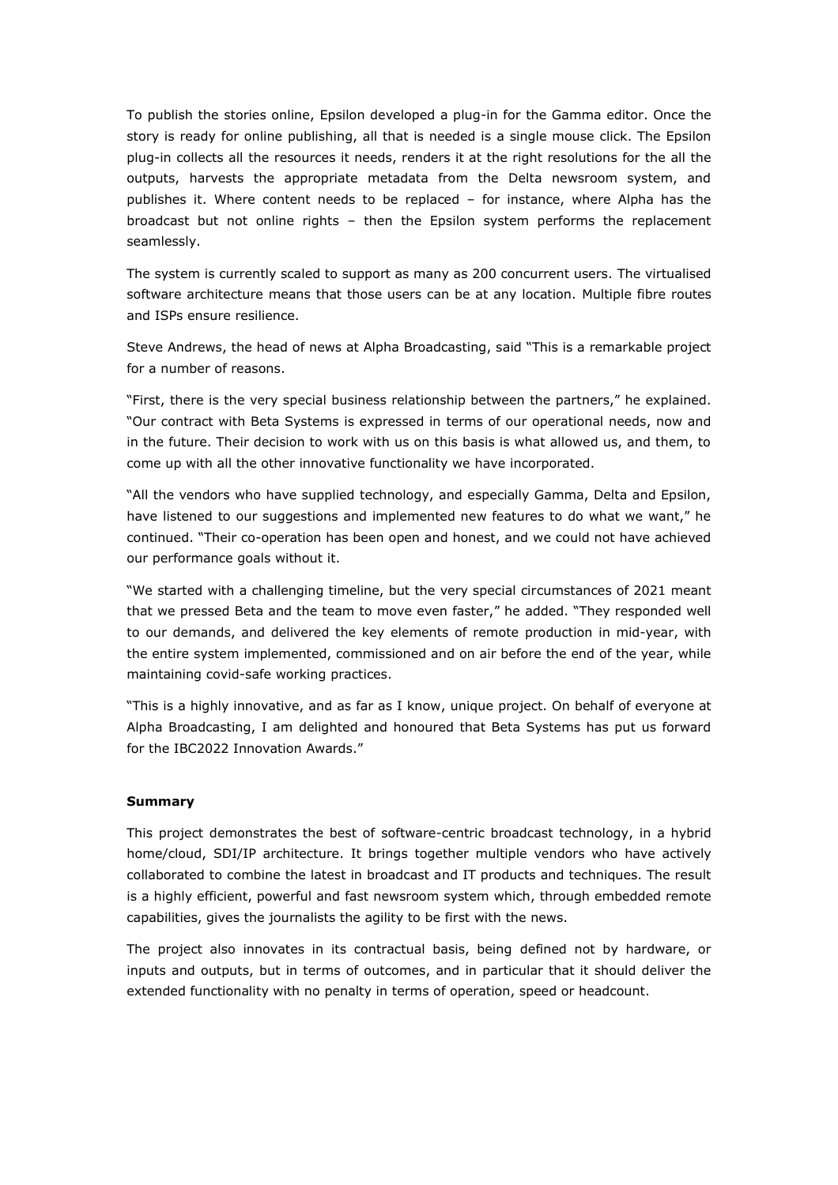To publish the stories online, Epsilon developed a plug-in for the Gamma editor. Once the story is ready for online publishing, all that is needed is a single mouse click. The Epsilon plug-in collects all the resources it needs, renders it at the right resolutions for the all the outputs, harvests the appropriate metadata from the Delta newsroom system, and publishes it. Where content needs to be replaced – for instance, where Alpha has the broadcast but not online rights – then the Epsilon system performs the replacement seamlessly.

The system is currently scaled to support as many as 200 concurrent users. The virtualised software architecture means that those users can be at any location. Multiple fibre routes and ISPs ensure resilience.

Steve Andrews, the head of news at Alpha Broadcasting, said "This is a remarkable project for a number of reasons.

"First, there is the very special business relationship between the partners," he explained. "Our contract with Beta Systems is expressed in terms of our operational needs, now and in the future. Their decision to work with us on this basis is what allowed us, and them, to come up with all the other innovative functionality we have incorporated.

"All the vendors who have supplied technology, and especially Gamma, Delta and Epsilon, have listened to our suggestions and implemented new features to do what we want," he continued. "Their co-operation has been open and honest, and we could not have achieved our performance goals without it.

"We started with a challenging timeline, but the very special circumstances of 2021 meant that we pressed Beta and the team to move even faster," he added. "They responded well to our demands, and delivered the key elements of remote production in mid-year, with the entire system implemented, commissioned and on air before the end of the year, while maintaining covid-safe working practices.

"This is a highly innovative, and as far as I know, unique project. On behalf of everyone at Alpha Broadcasting, I am delighted and honoured that Beta Systems has put us forward for the IBC2022 Innovation Awards."

**Summary**

This project demonstrates the best of software-centric broadcast technology, in a hybrid home/cloud, SDI/IP architecture. It brings together multiple vendors who have actively collaborated to combine the latest in broadcast and IT products and techniques. The result is a highly efficient, powerful and fast newsroom system which, through embedded remote capabilities, gives the journalists the agility to be first with the news.

The project also innovates in its contractual basis, being defined not by hardware, or inputs and outputs, but in terms of outcomes, and in particular that it should deliver the extended functionality with no penalty in terms of operation, speed or headcount.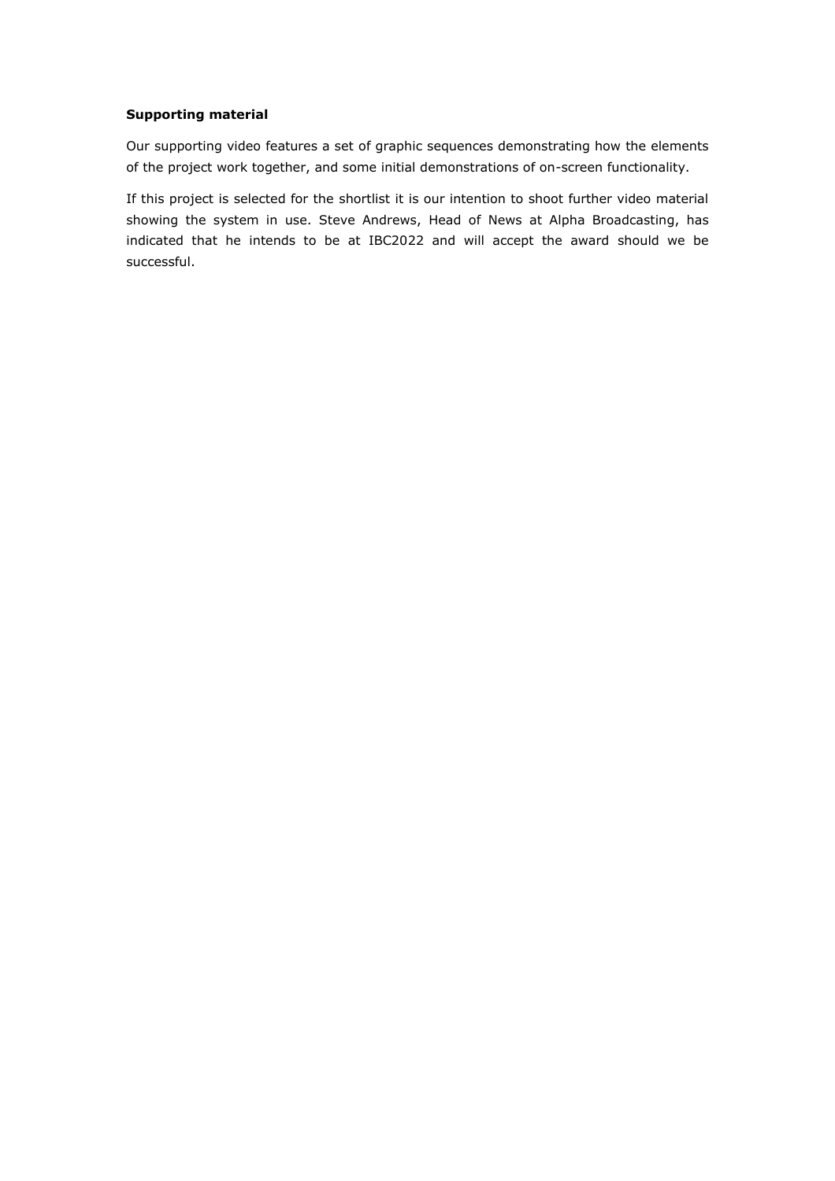**Supporting material**

Our supporting video features a set of graphic sequences demonstrating how the elements of the project work together, and some initial demonstrations of on-screen functionality.

If this project is selected for the shortlist it is our intention to shoot further video material showing the system in use. Steve Andrews, Head of News at Alpha Broadcasting, has indicated that he intends to be at IBC2022 and will accept the award should we be successful.